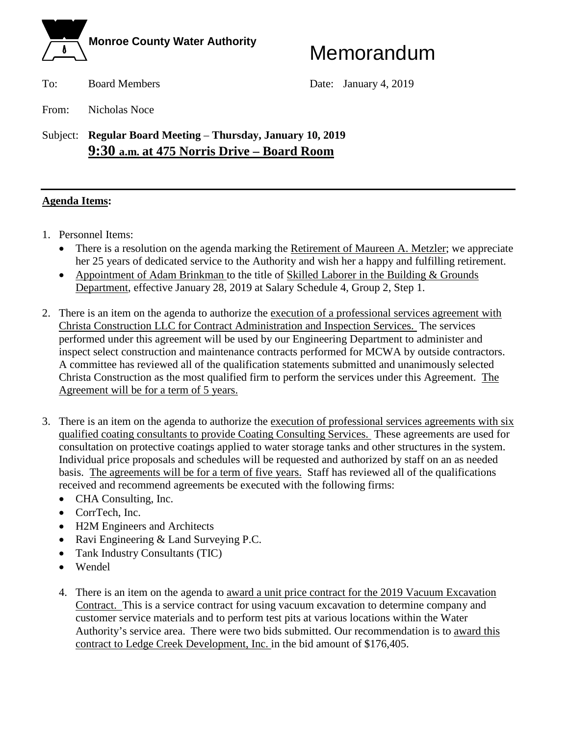**Monroe County Water Authority**

# Memorandum

To: Board Members

Date: January 4, 2019

From: Nicholas Noce

Subject: **Regular Board Meeting – Thursday, January 10, 2019**
**9:30 a.m. at 475 Norris Drive – Board Room**

---

**Agenda Items:**

1. Personnel Items:
   - There is a resolution on the agenda marking the Retirement of Maureen A. Metzler; we appreciate her 25 years of dedicated service to the Authority and wish her a happy and fulfilling retirement.
   - Appointment of Adam Brinkman to the title of Skilled Laborer in the Building & Grounds Department, effective January 28, 2019 at Salary Schedule 4, Group 2, Step 1.

2. There is an item on the agenda to authorize the execution of a professional services agreement with Christa Construction LLC for Contract Administration and Inspection Services. The services performed under this agreement will be used by our Engineering Department to administer and inspect select construction and maintenance contracts performed for MCWA by outside contractors. A committee has reviewed all of the qualification statements submitted and unanimously selected Christa Construction as the most qualified firm to perform the services under this Agreement. The Agreement will be for a term of 5 years.

3. There is an item on the agenda to authorize the execution of professional services agreements with six qualified coating consultants to provide Coating Consulting Services. These agreements are used for consultation on protective coatings applied to water storage tanks and other structures in the system. Individual price proposals and schedules will be requested and authorized by staff on an as needed basis. The agreements will be for a term of five years. Staff has reviewed all of the qualifications received and recommend agreements be executed with the following firms:
   - CHA Consulting, Inc.
   - CorrTech, Inc.
   - H2M Engineers and Architects
   - Ravi Engineering & Land Surveying P.C.
   - Tank Industry Consultants (TIC)
   - Wendel

4. There is an item on the agenda to award a unit price contract for the 2019 Vacuum Excavation Contract. This is a service contract for using vacuum excavation to determine company and customer service materials and to perform test pits at various locations within the Water Authority's service area. There were two bids submitted. Our recommendation is to award this contract to Ledge Creek Development, Inc. in the bid amount of $176,405.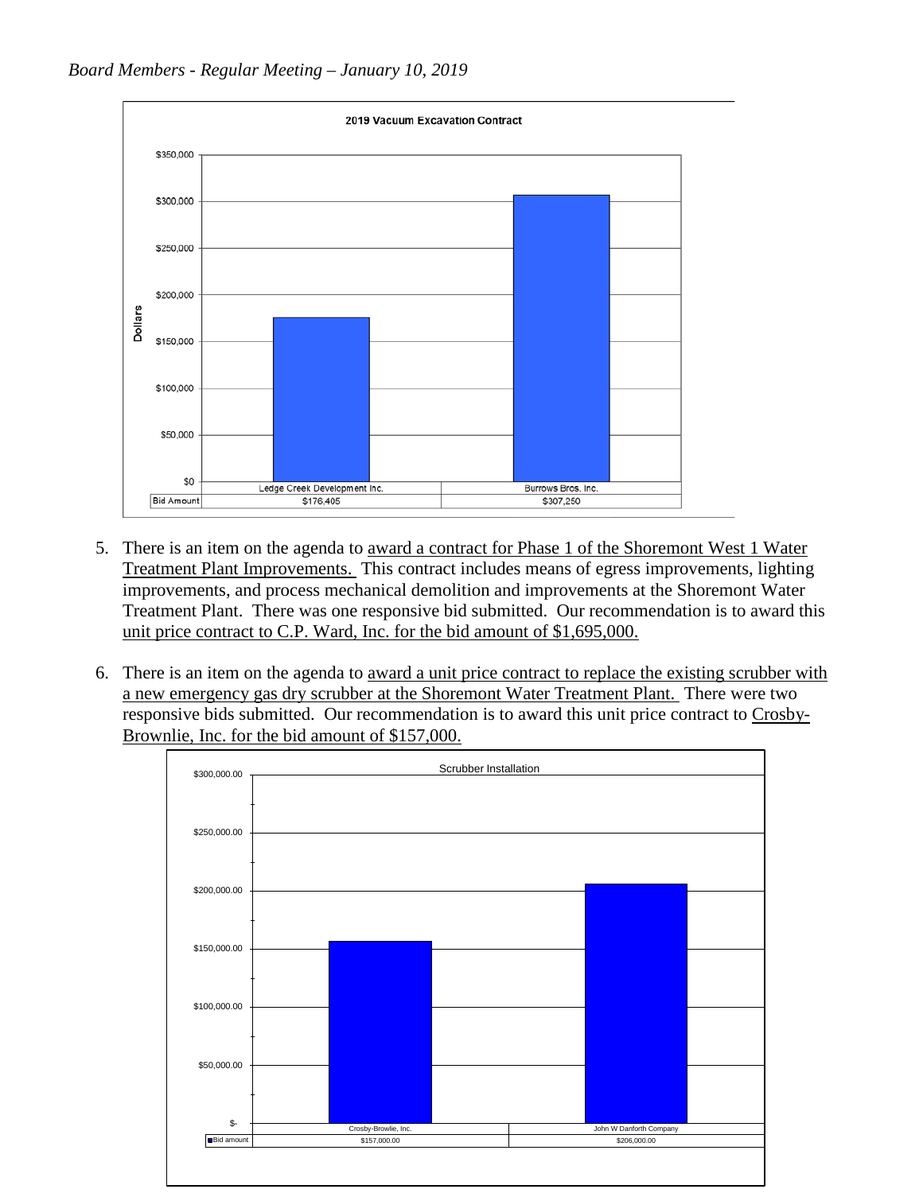**2019 Vacuum Excavation Contract**

| | Ledge Creek Development Inc. | Burrows Bros. Inc. |
| --- | --- | --- |
| Bid Amount | $176,405 | $307,250 |

5. There is an item on the agenda to award a contract for Phase 1 of the Shoremont West 1 Water Treatment Plant Improvements. This contract includes means of egress improvements, lighting improvements, and process mechanical demolition and improvements at the Shoremont Water Treatment Plant. There was one responsive bid submitted. Our recommendation is to award this unit price contract to C.P. Ward, Inc. for the bid amount of $1,695,000.

6. There is an item on the agenda to award a unit price contract to replace the existing scrubber with a new emergency gas dry scrubber at the Shoremont Water Treatment Plant. There were two responsive bids submitted. Our recommendation is to award this unit price contract to Crosby-Brownlie, Inc. for the bid amount of $157,000.

**Scrubber Installation**

| | Crosby-Browlie, Inc. | John W Danforth Company |
| --- | --- | --- |
| Bid amount | $157,000.00 | $206,000.00 |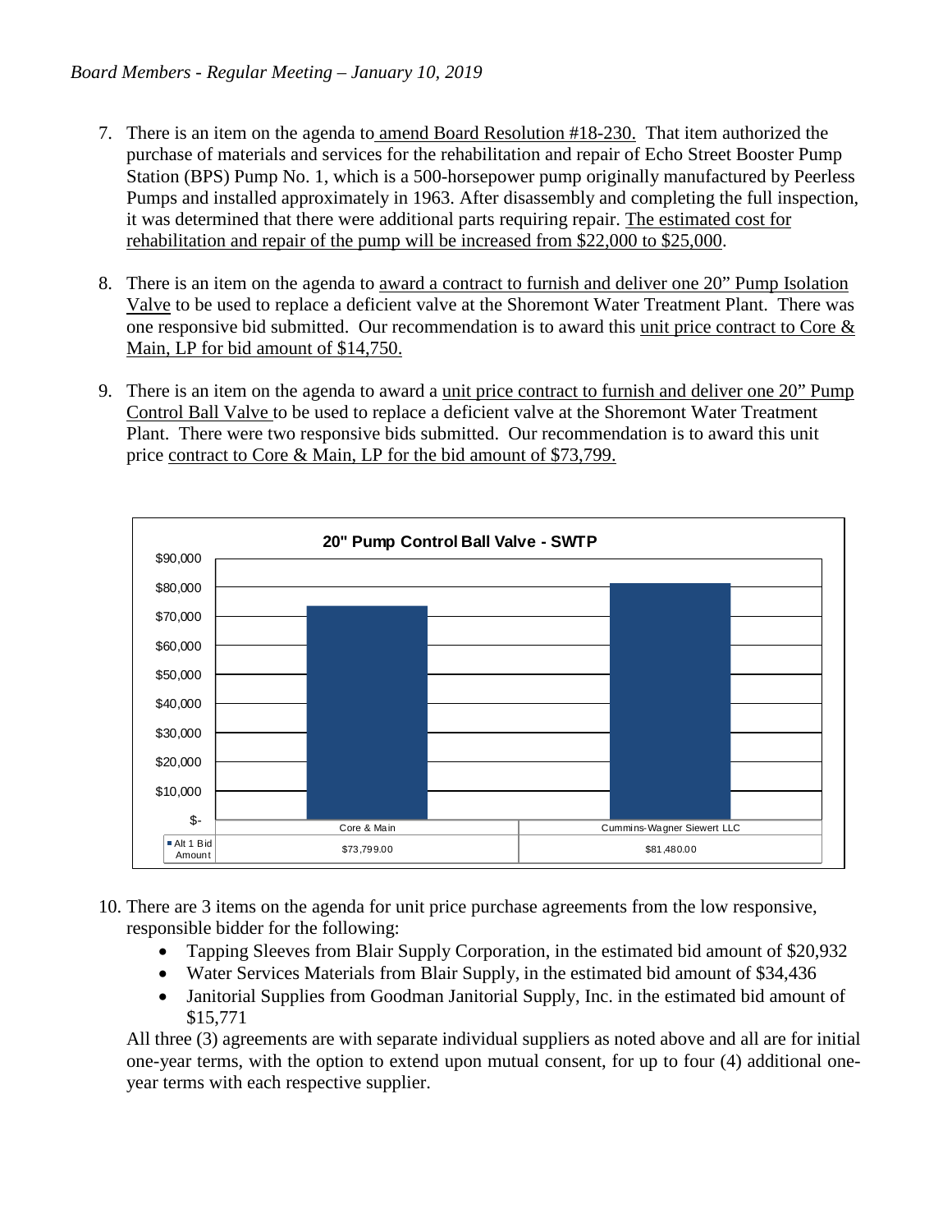7. There is an item on the agenda to amend Board Resolution #18-230. That item authorized the purchase of materials and services for the rehabilitation and repair of Echo Street Booster Pump Station (BPS) Pump No. 1, which is a 500-horsepower pump originally manufactured by Peerless Pumps and installed approximately in 1963. After disassembly and completing the full inspection, it was determined that there were additional parts requiring repair. The estimated cost for rehabilitation and repair of the pump will be increased from $22,000 to $25,000.

8. There is an item on the agenda to award a contract to furnish and deliver one 20" Pump Isolation Valve to be used to replace a deficient valve at the Shoremont Water Treatment Plant. There was one responsive bid submitted. Our recommendation is to award this unit price contract to Core & Main, LP for bid amount of $14,750.

9. There is an item on the agenda to award a unit price contract to furnish and deliver one 20" Pump Control Ball Valve to be used to replace a deficient valve at the Shoremont Water Treatment Plant. There were two responsive bids submitted. Our recommendation is to award this unit price contract to Core & Main, LP for the bid amount of $73,799.

**20" Pump Control Ball Valve - SWTP**

| | Core & Main | Cummins-Wagner Siewert LLC |
|---|---|---|
| Alt 1 Bid Amount | $73,799.00 | $81,480.00 |

10. There are 3 items on the agenda for unit price purchase agreements from the low responsive, responsible bidder for the following:
    - Tapping Sleeves from Blair Supply Corporation, in the estimated bid amount of $20,932
    - Water Services Materials from Blair Supply, in the estimated bid amount of $34,436
    - Janitorial Supplies from Goodman Janitorial Supply, Inc. in the estimated bid amount of $15,771

    All three (3) agreements are with separate individual suppliers as noted above and all are for initial one-year terms, with the option to extend upon mutual consent, for up to four (4) additional one-year terms with each respective supplier.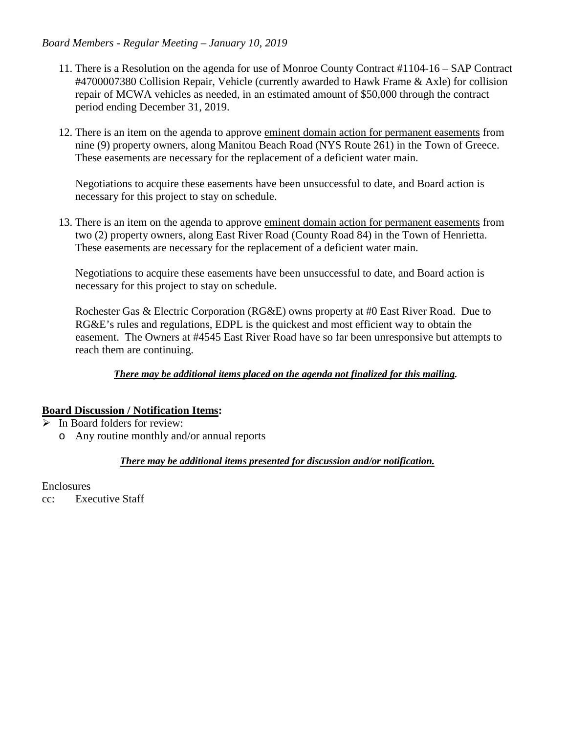11. There is a Resolution on the agenda for use of Monroe County Contract #1104-16 – SAP Contract #4700007380 Collision Repair, Vehicle (currently awarded to Hawk Frame & Axle) for collision repair of MCWA vehicles as needed, in an estimated amount of $50,000 through the contract period ending December 31, 2019.

12. There is an item on the agenda to approve eminent domain action for permanent easements from nine (9) property owners, along Manitou Beach Road (NYS Route 261) in the Town of Greece. These easements are necessary for the replacement of a deficient water main.

    Negotiations to acquire these easements have been unsuccessful to date, and Board action is necessary for this project to stay on schedule.

13. There is an item on the agenda to approve eminent domain action for permanent easements from two (2) property owners, along East River Road (County Road 84) in the Town of Henrietta. These easements are necessary for the replacement of a deficient water main.

    Negotiations to acquire these easements have been unsuccessful to date, and Board action is necessary for this project to stay on schedule.

    Rochester Gas & Electric Corporation (RG&E) owns property at #0 East River Road. Due to RG&E's rules and regulations, EDPL is the quickest and most efficient way to obtain the easement. The Owners at #4545 East River Road have so far been unresponsive but attempts to reach them are continuing.

***There may be additional items placed on the agenda not finalized for this mailing.***

**Board Discussion / Notification Items:**

- In Board folders for review:
  - Any routine monthly and/or annual reports

***There may be additional items presented for discussion and/or notification.***

Enclosures
cc: Executive Staff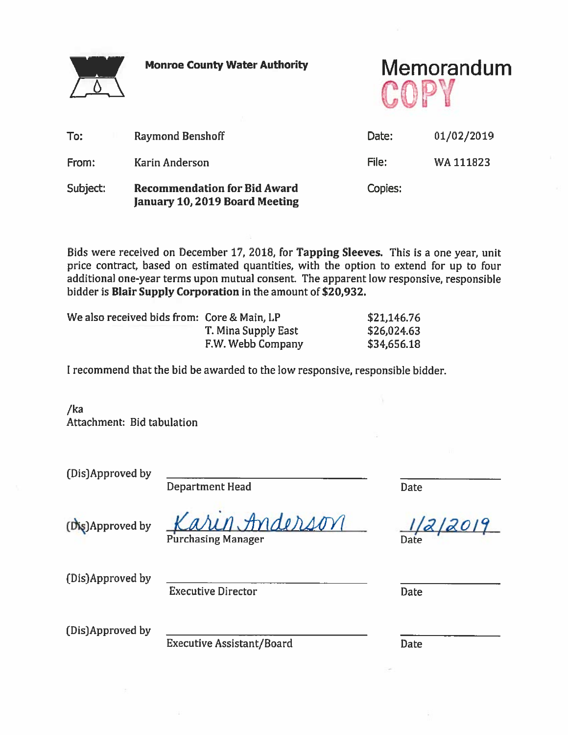**Monroe County Water Authority**

# Memorandum

COPY

| | | | |
|---|---|---|---|
| To: | Raymond Benshoff | Date: | 01/02/2019 |
| From: | Karin Anderson | File: | WA 111823 |
| Subject: | **Recommendation for Bid Award January 10, 2019 Board Meeting** | Copies: | |

Bids were received on December 17, 2018, for **Tapping Sleeves.** This is a one year, unit price contract, based on estimated quantities, with the option to extend for up to four additional one-year terms upon mutual consent. The apparent low responsive, responsible bidder is **Blair Supply Corporation** in the amount of **$20,932.**

| We also received bids from: | | |
|---|---|---|
| | Core & Main, LP | $21,146.76 |
| | T. Mina Supply East | $26,024.63 |
| | F.W. Webb Company | $34,656.18 |

I recommend that the bid be awarded to the low responsive, responsible bidder.

/ka
Attachment: Bid tabulation

(Dis)Approved by ______________________ Department Head    ________ Date

(Dis)Approved by *Karin Anderson* Purchasing Manager    *1/2/2019* Date

(Dis)Approved by ______________________ Executive Director    ________ Date

(Dis)Approved by ______________________ Executive Assistant/Board    ________ Date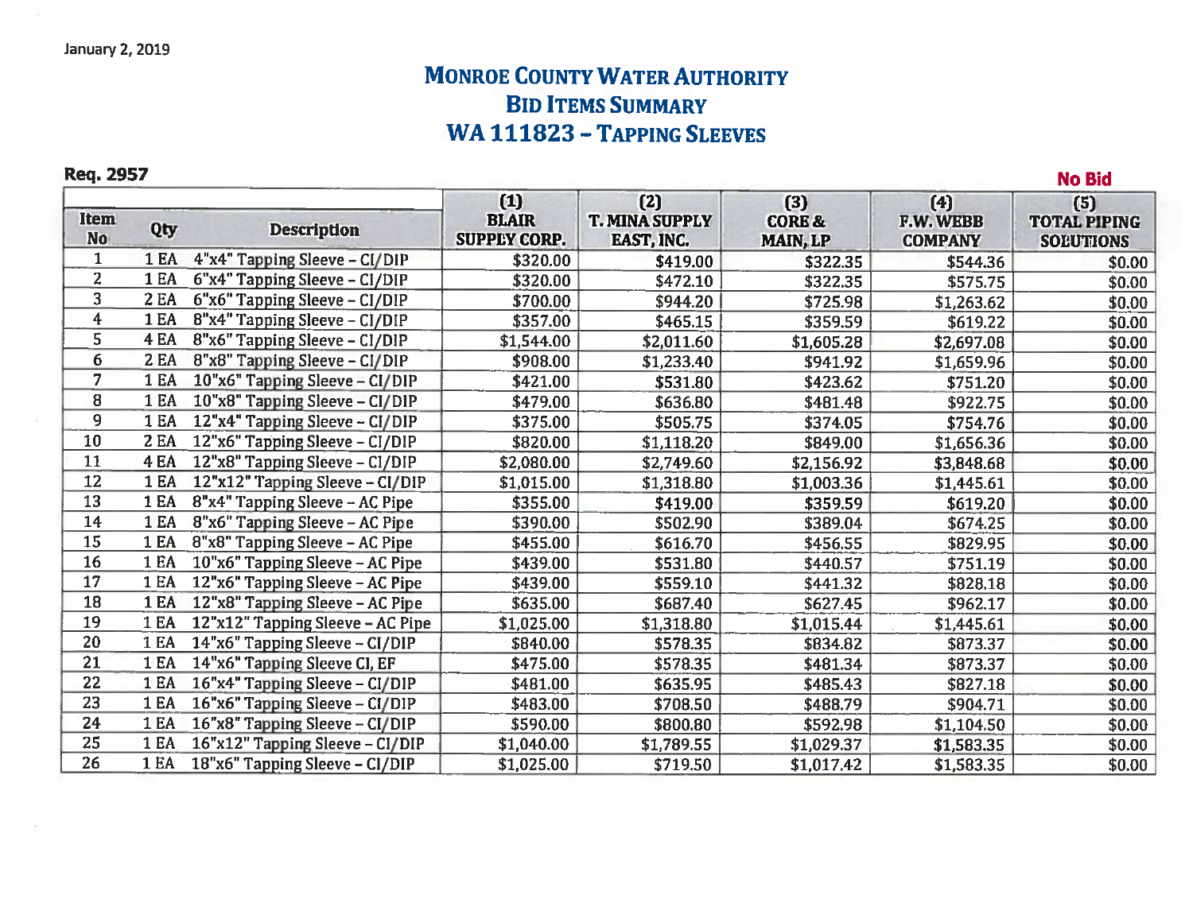January 2, 2019

# Monroe County Water Authority
## Bid Items Summary
## WA 111823 – Tapping Sleeves

**Req. 2957**

**No Bid**

| Item No | Qty | Description | (1) BLAIR SUPPLY CORP. | (2) T. MINA SUPPLY EAST, INC. | (3) CORE & MAIN, LP | (4) F.W. WEBB COMPANY | (5) TOTAL PIPING SOLUTIONS |
|---|---|---|---|---|---|---|---|
| 1 | 1 EA | 4"x4" Tapping Sleeve – CI/DIP | $320.00 | $419.00 | $322.35 | $544.36 | $0.00 |
| 2 | 1 EA | 6"x4" Tapping Sleeve – CI/DIP | $320.00 | $472.10 | $322.35 | $575.75 | $0.00 |
| 3 | 2 EA | 6"x6" Tapping Sleeve – CI/DIP | $700.00 | $944.20 | $725.98 | $1,263.62 | $0.00 |
| 4 | 1 EA | 8"x4" Tapping Sleeve – CI/DIP | $357.00 | $465.15 | $359.59 | $619.22 | $0.00 |
| 5 | 4 EA | 8"x6" Tapping Sleeve – CI/DIP | $1,544.00 | $2,011.60 | $1,605.28 | $2,697.08 | $0.00 |
| 6 | 2 EA | 8"x8" Tapping Sleeve – CI/DIP | $908.00 | $1,233.40 | $941.92 | $1,659.96 | $0.00 |
| 7 | 1 EA | 10"x6" Tapping Sleeve – CI/DIP | $421.00 | $531.80 | $423.62 | $751.20 | $0.00 |
| 8 | 1 EA | 10"x8" Tapping Sleeve – CI/DIP | $479.00 | $636.80 | $481.48 | $922.75 | $0.00 |
| 9 | 1 EA | 12"x4" Tapping Sleeve – CI/DIP | $375.00 | $505.75 | $374.05 | $754.76 | $0.00 |
| 10 | 2 EA | 12"x6" Tapping Sleeve – CI/DIP | $820.00 | $1,118.20 | $849.00 | $1,656.36 | $0.00 |
| 11 | 4 EA | 12"x8" Tapping Sleeve – CI/DIP | $2,080.00 | $2,749.60 | $2,156.92 | $3,848.68 | $0.00 |
| 12 | 1 EA | 12"x12" Tapping Sleeve – CI/DIP | $1,015.00 | $1,318.80 | $1,003.36 | $1,445.61 | $0.00 |
| 13 | 1 EA | 8"x4" Tapping Sleeve – AC Pipe | $355.00 | $419.00 | $359.59 | $619.20 | $0.00 |
| 14 | 1 EA | 8"x6" Tapping Sleeve – AC Pipe | $390.00 | $502.90 | $389.04 | $674.25 | $0.00 |
| 15 | 1 EA | 8"x8" Tapping Sleeve – AC Pipe | $455.00 | $616.70 | $456.55 | $829.95 | $0.00 |
| 16 | 1 EA | 10"x6" Tapping Sleeve – AC Pipe | $439.00 | $531.80 | $440.57 | $751.19 | $0.00 |
| 17 | 1 EA | 12"x6" Tapping Sleeve – AC Pipe | $439.00 | $559.10 | $441.32 | $828.18 | $0.00 |
| 18 | 1 EA | 12"x8" Tapping Sleeve – AC Pipe | $635.00 | $687.40 | $627.45 | $962.17 | $0.00 |
| 19 | 1 EA | 12"x12" Tapping Sleeve – AC Pipe | $1,025.00 | $1,318.80 | $1,015.44 | $1,445.61 | $0.00 |
| 20 | 1 EA | 14"x6" Tapping Sleeve – CI/DIP | $840.00 | $578.35 | $834.82 | $873.37 | $0.00 |
| 21 | 1 EA | 14"x6" Tapping Sleeve CI, EF | $475.00 | $578.35 | $481.34 | $873.37 | $0.00 |
| 22 | 1 EA | 16"x4" Tapping Sleeve – CI/DIP | $481.00 | $635.95 | $485.43 | $827.18 | $0.00 |
| 23 | 1 EA | 16"x6" Tapping Sleeve – CI/DIP | $483.00 | $708.50 | $488.79 | $904.71 | $0.00 |
| 24 | 1 EA | 16"x8" Tapping Sleeve – CI/DIP | $590.00 | $800.80 | $592.98 | $1,104.50 | $0.00 |
| 25 | 1 EA | 16"x12" Tapping Sleeve – CI/DIP | $1,040.00 | $1,789.55 | $1,029.37 | $1,583.35 | $0.00 |
| 26 | 1 EA | 18"x6" Tapping Sleeve – CI/DIP | $1,025.00 | $719.50 | $1,017.42 | $1,583.35 | $0.00 |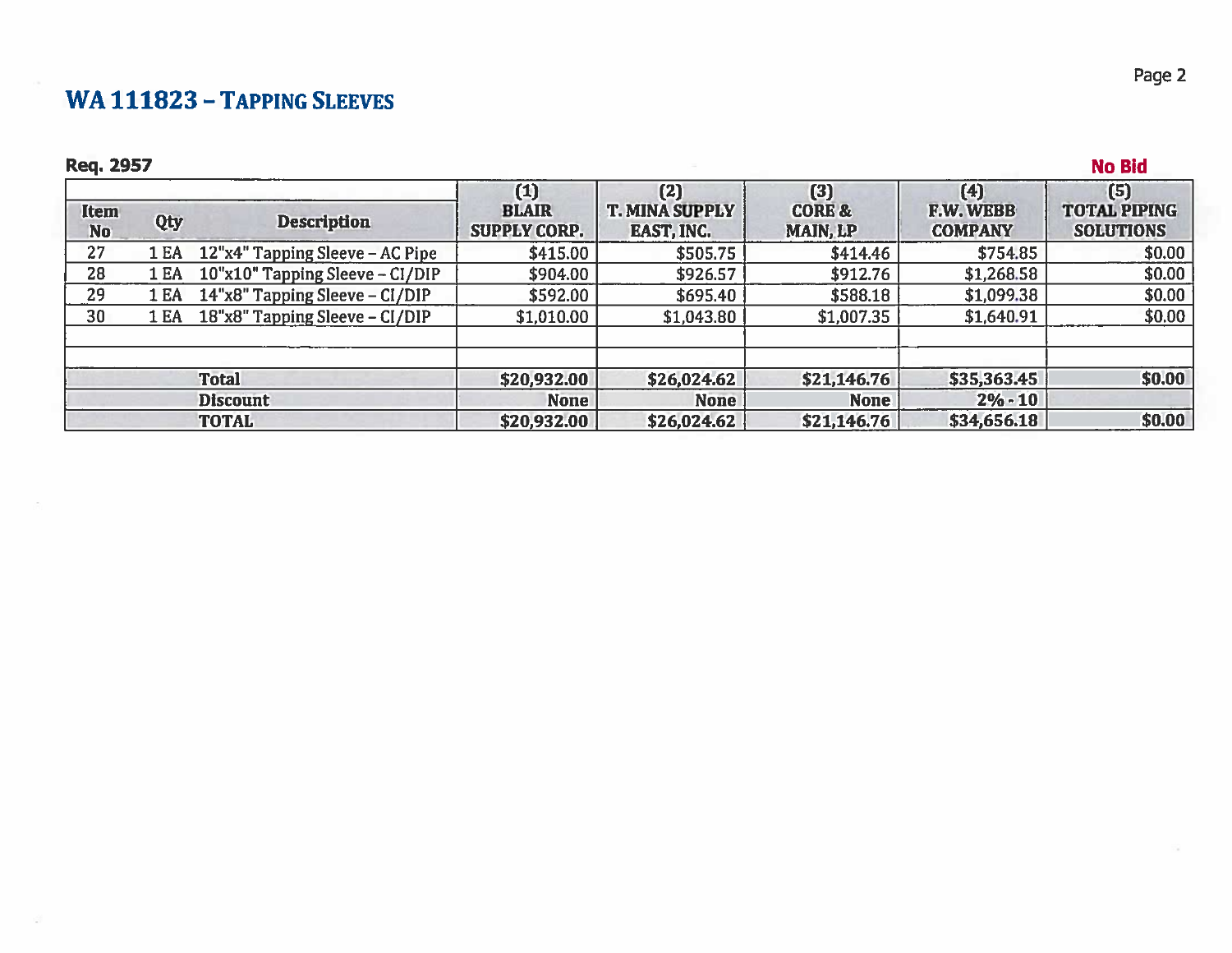## WA 111823 – Tapping Sleeves

**Req. 2957**

| Item No | Qty | Description | (1) BLAIR SUPPLY CORP. | (2) T. MINA SUPPLY EAST, INC. | (3) CORE & MAIN, LP | (4) F.W. WEBB COMPANY | (5) TOTAL PIPING SOLUTIONS<br>No Bid |
|---|---|---|---|---|---|---|---|
| 27 | 1 EA | 12"x4" Tapping Sleeve – AC Pipe | $415.00 | $505.75 | $414.46 | $754.85 | $0.00 |
| 28 | 1 EA | 10"x10" Tapping Sleeve – CI/DIP | $904.00 | $926.57 | $912.76 | $1,268.58 | $0.00 |
| 29 | 1 EA | 14"x8" Tapping Sleeve – CI/DIP | $592.00 | $695.40 | $588.18 | $1,099.38 | $0.00 |
| 30 | 1 EA | 18"x8" Tapping Sleeve – CI/DIP | $1,010.00 | $1,043.80 | $1,007.35 | $1,640.91 | $0.00 |
| | | | | | | | |
| | | | | | | | |
| | | **Total** | **$20,932.00** | **$26,024.62** | **$21,146.76** | **$35,363.45** | **$0.00** |
| | | **Discount** | **None** | **None** | **None** | **2% - 10** | |
| | | **TOTAL** | **$20,932.00** | **$26,024.62** | **$21,146.76** | **$34,656.18** | **$0.00** |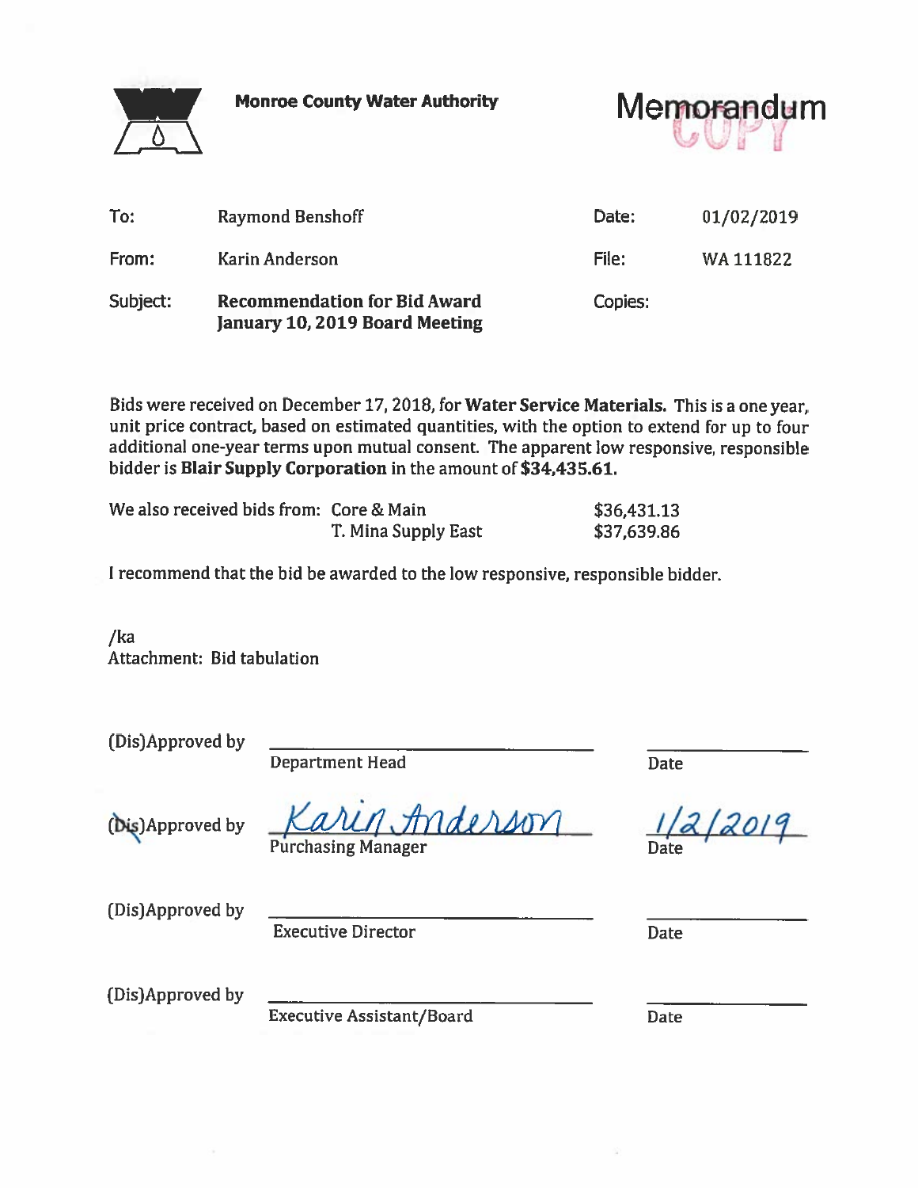**Monroe County Water Authority**

# Memorandum

COPY

| To: | Raymond Benshoff | Date: | 01/02/2019 |
|---|---|---|---|
| From: | Karin Anderson | File: | WA 111822 |
| Subject: | **Recommendation for Bid Award January 10, 2019 Board Meeting** | Copies: | |

Bids were received on December 17, 2018, for **Water Service Materials.** This is a one year, unit price contract, based on estimated quantities, with the option to extend for up to four additional one-year terms upon mutual consent. The apparent low responsive, responsible bidder is **Blair Supply Corporation** in the amount of **$34,435.61.**

| We also received bids from: | Core & Main | $36,431.13 |
|---|---|---|
| | T. Mina Supply East | $37,639.86 |

I recommend that the bid be awarded to the low responsive, responsible bidder.

/ka
Attachment: Bid tabulation

| (Dis)Approved by | ______________________ Department Head | __________ Date |
|---|---|---|
| (~~Dis~~)Approved by | *Karin Anderson* Purchasing Manager | *1/2/2019* Date |
| (Dis)Approved by | ______________________ Executive Director | __________ Date |
| (Dis)Approved by | ______________________ Executive Assistant/Board | __________ Date |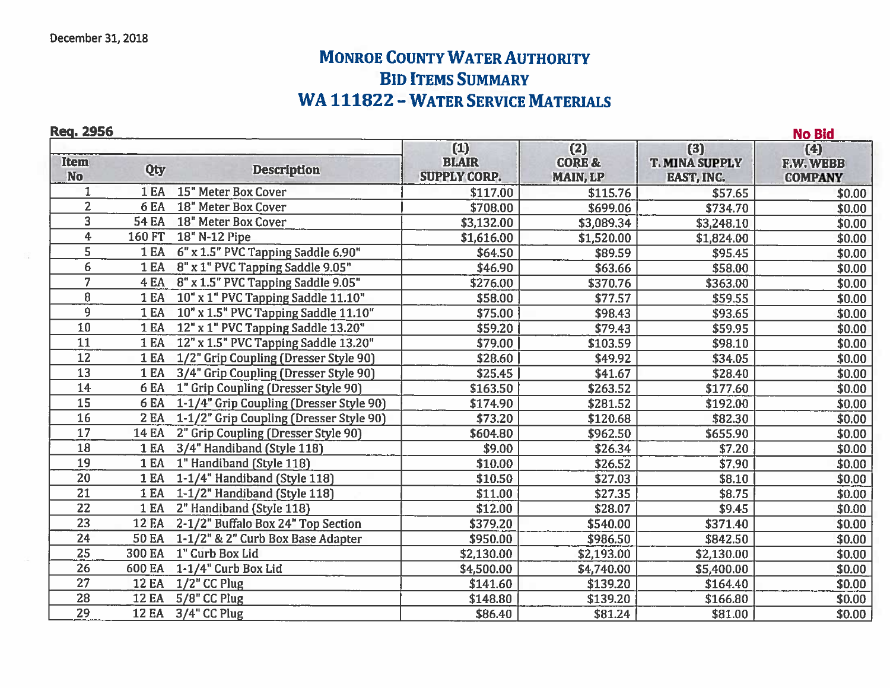December 31, 2018

# MONROE COUNTY WATER AUTHORITY
## BID ITEMS SUMMARY
## WA 111822 – WATER SERVICE MATERIALS

**Req. 2956**

| Item No | Qty | Description | (1) BLAIR SUPPLY CORP. | (2) CORE & MAIN, LP | (3) T. MINA SUPPLY EAST, INC. | No Bid (4) F.W. WEBB COMPANY |
|---|---|---|---|---|---|---|
| 1 | 1 EA | 15" Meter Box Cover | $117.00 | $115.76 | $57.65 | $0.00 |
| 2 | 6 EA | 18" Meter Box Cover | $708.00 | $699.06 | $734.70 | $0.00 |
| 3 | 54 EA | 18" Meter Box Cover | $3,132.00 | $3,089.34 | $3,248.10 | $0.00 |
| 4 | 160 FT | 18" N-12 Pipe | $1,616.00 | $1,520.00 | $1,824.00 | $0.00 |
| 5 | 1 EA | 6" x 1.5" PVC Tapping Saddle 6.90" | $64.50 | $89.59 | $95.45 | $0.00 |
| 6 | 1 EA | 8" x 1" PVC Tapping Saddle 9.05" | $46.90 | $63.66 | $58.00 | $0.00 |
| 7 | 4 EA | 8" x 1.5" PVC Tapping Saddle 9.05" | $276.00 | $370.76 | $363.00 | $0.00 |
| 8 | 1 EA | 10" x 1" PVC Tapping Saddle 11.10" | $58.00 | $77.57 | $59.55 | $0.00 |
| 9 | 1 EA | 10" x 1.5" PVC Tapping Saddle 11.10" | $75.00 | $98.43 | $93.65 | $0.00 |
| 10 | 1 EA | 12" x 1" PVC Tapping Saddle 13.20" | $59.20 | $79.43 | $59.95 | $0.00 |
| 11 | 1 EA | 12" x 1.5" PVC Tapping Saddle 13.20" | $79.00 | $103.59 | $98.10 | $0.00 |
| 12 | 1 EA | 1/2" Grip Coupling (Dresser Style 90) | $28.60 | $49.92 | $34.05 | $0.00 |
| 13 | 1 EA | 3/4" Grip Coupling (Dresser Style 90) | $25.45 | $41.67 | $28.40 | $0.00 |
| 14 | 6 EA | 1" Grip Coupling (Dresser Style 90) | $163.50 | $263.52 | $177.60 | $0.00 |
| 15 | 6 EA | 1-1/4" Grip Coupling (Dresser Style 90) | $174.90 | $281.52 | $192.00 | $0.00 |
| 16 | 2 EA | 1-1/2" Grip Coupling (Dresser Style 90) | $73.20 | $120.68 | $82.30 | $0.00 |
| 17 | 14 EA | 2" Grip Coupling (Dresser Style 90) | $604.80 | $962.50 | $655.90 | $0.00 |
| 18 | 1 EA | 3/4" Handiband (Style 118) | $9.00 | $26.34 | $7.20 | $0.00 |
| 19 | 1 EA | 1" Handiband (Style 118) | $10.00 | $26.52 | $7.90 | $0.00 |
| 20 | 1 EA | 1-1/4" Handiband (Style 118) | $10.50 | $27.03 | $8.10 | $0.00 |
| 21 | 1 EA | 1-1/2" Handiband (Style 118) | $11.00 | $27.35 | $8.75 | $0.00 |
| 22 | 1 EA | 2" Handiband (Style 118) | $12.00 | $28.07 | $9.45 | $0.00 |
| 23 | 12 EA | 2-1/2" Buffalo Box 24" Top Section | $379.20 | $540.00 | $371.40 | $0.00 |
| 24 | 50 EA | 1-1/2" & 2" Curb Box Base Adapter | $950.00 | $986.50 | $842.50 | $0.00 |
| 25 | 300 EA | 1" Curb Box Lid | $2,130.00 | $2,193.00 | $2,130.00 | $0.00 |
| 26 | 600 EA | 1-1/4" Curb Box Lid | $4,500.00 | $4,740.00 | $5,400.00 | $0.00 |
| 27 | 12 EA | 1/2" CC Plug | $141.60 | $139.20 | $164.40 | $0.00 |
| 28 | 12 EA | 5/8" CC Plug | $148.80 | $139.20 | $166.80 | $0.00 |
| 29 | 12 EA | 3/4" CC Plug | $86.40 | $81.24 | $81.00 | $0.00 |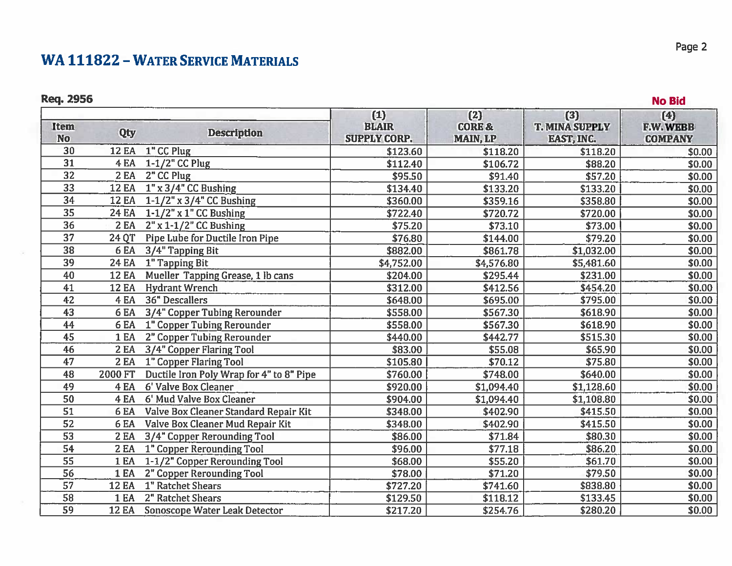# WA 111822 – Water Service Materials

**Req. 2956**

**No Bid**

| Item No | Qty | Description | (1) BLAIR SUPPLY CORP. | (2) CORE & MAIN, LP | (3) T. MINA SUPPLY EAST, INC. | (4) F.W. WEBB COMPANY |
|---|---|---|---|---|---|---|
| 30 | 12 EA | 1" CC Plug | $123.60 | $118.20 | $118.20 | $0.00 |
| 31 | 4 EA | 1-1/2" CC Plug | $112.40 | $106.72 | $88.20 | $0.00 |
| 32 | 2 EA | 2" CC Plug | $95.50 | $91.40 | $57.20 | $0.00 |
| 33 | 12 EA | 1" x 3/4" CC Bushing | $134.40 | $133.20 | $133.20 | $0.00 |
| 34 | 12 EA | 1-1/2" x 3/4" CC Bushing | $360.00 | $359.16 | $358.80 | $0.00 |
| 35 | 24 EA | 1-1/2" x 1" CC Bushing | $722.40 | $720.72 | $720.00 | $0.00 |
| 36 | 2 EA | 2" x 1-1/2" CC Bushing | $75.20 | $73.10 | $73.00 | $0.00 |
| 37 | 24 QT | Pipe Lube for Ductile Iron Pipe | $76.80 | $144.00 | $79.20 | $0.00 |
| 38 | 6 EA | 3/4" Tapping Bit | $882.00 | $861.78 | $1,032.00 | $0.00 |
| 39 | 24 EA | 1" Tapping Bit | $4,752.00 | $4,576.80 | $5,481.60 | $0.00 |
| 40 | 12 EA | Mueller Tapping Grease, 1 lb cans | $204.00 | $295.44 | $231.00 | $0.00 |
| 41 | 12 EA | Hydrant Wrench | $312.00 | $412.56 | $454.20 | $0.00 |
| 42 | 4 EA | 36" Descallers | $648.00 | $695.00 | $795.00 | $0.00 |
| 43 | 6 EA | 3/4" Copper Tubing Rerounder | $558.00 | $567.30 | $618.90 | $0.00 |
| 44 | 6 EA | 1" Copper Tubing Rerounder | $558.00 | $567.30 | $618.90 | $0.00 |
| 45 | 1 EA | 2" Copper Tubing Rerounder | $440.00 | $442.77 | $515.30 | $0.00 |
| 46 | 2 EA | 3/4" Copper Flaring Tool | $83.00 | $55.08 | $65.90 | $0.00 |
| 47 | 2 EA | 1" Copper Flaring Tool | $105.80 | $70.12 | $75.80 | $0.00 |
| 48 | 2000 FT | Ductile Iron Poly Wrap for 4" to 8" Pipe | $760.00 | $748.00 | $640.00 | $0.00 |
| 49 | 4 EA | 6' Valve Box Cleaner | $920.00 | $1,094.40 | $1,128.60 | $0.00 |
| 50 | 4 EA | 6' Mud Valve Box Cleaner | $904.00 | $1,094.40 | $1,108.80 | $0.00 |
| 51 | 6 EA | Valve Box Cleaner Standard Repair Kit | $348.00 | $402.90 | $415.50 | $0.00 |
| 52 | 6 EA | Valve Box Cleaner Mud Repair Kit | $348.00 | $402.90 | $415.50 | $0.00 |
| 53 | 2 EA | 3/4" Copper Rerounding Tool | $86.00 | $71.84 | $80.30 | $0.00 |
| 54 | 2 EA | 1" Copper Rerounding Tool | $96.00 | $77.18 | $86.20 | $0.00 |
| 55 | 1 EA | 1-1/2" Copper Rerounding Tool | $68.00 | $55.20 | $61.70 | $0.00 |
| 56 | 1 EA | 2" Copper Rerounding Tool | $78.00 | $71.20 | $79.50 | $0.00 |
| 57 | 12 EA | 1" Ratchet Shears | $727.20 | $741.60 | $838.80 | $0.00 |
| 58 | 1 EA | 2" Ratchet Shears | $129.50 | $118.12 | $133.45 | $0.00 |
| 59 | 12 EA | Sonoscope Water Leak Detector | $217.20 | $254.76 | $280.20 | $0.00 |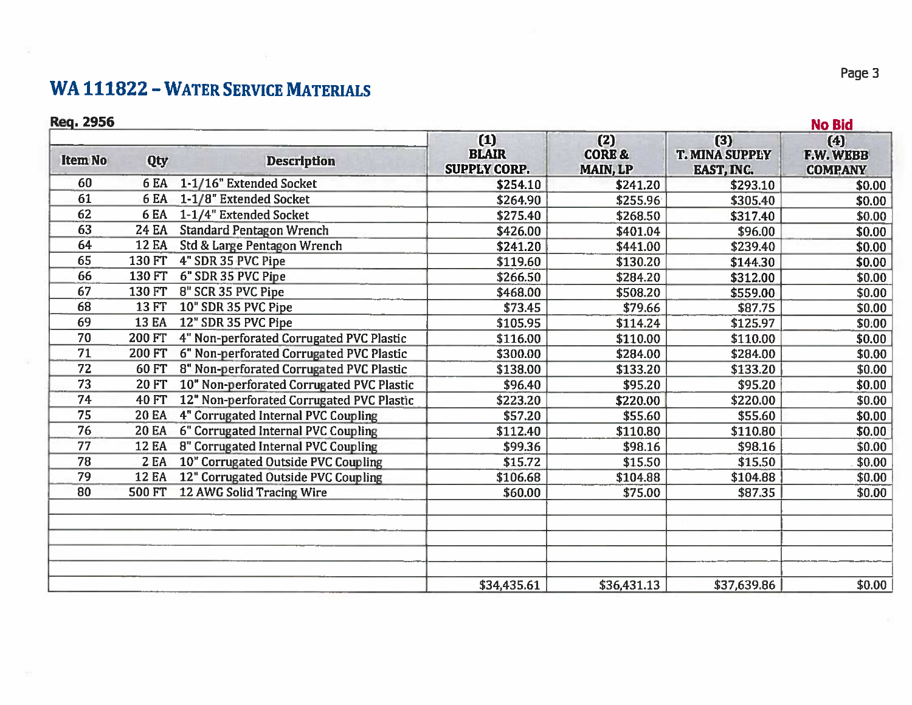## WA 111822 – WATER SERVICE MATERIALS

**Req. 2956**

| Item No | Qty | Description | (1) BLAIR SUPPLY CORP. | (2) CORE & MAIN, LP | (3) T. MINA SUPPLY EAST, INC. | No Bid (4) F.W. WEBB COMPANY |
|---|---|---|---|---|---|---|
| 60 | 6 EA | 1-1/16" Extended Socket | $254.10 | $241.20 | $293.10 | $0.00 |
| 61 | 6 EA | 1-1/8" Extended Socket | $264.90 | $255.96 | $305.40 | $0.00 |
| 62 | 6 EA | 1-1/4" Extended Socket | $275.40 | $268.50 | $317.40 | $0.00 |
| 63 | 24 EA | Standard Pentagon Wrench | $426.00 | $401.04 | $96.00 | $0.00 |
| 64 | 12 EA | Std & Large Pentagon Wrench | $241.20 | $441.00 | $239.40 | $0.00 |
| 65 | 130 FT | 4" SDR 35 PVC Pipe | $119.60 | $130.20 | $144.30 | $0.00 |
| 66 | 130 FT | 6" SDR 35 PVC Pipe | $266.50 | $284.20 | $312.00 | $0.00 |
| 67 | 130 FT | 8" SCR 35 PVC Pipe | $468.00 | $508.20 | $559.00 | $0.00 |
| 68 | 13 FT | 10" SDR 35 PVC Pipe | $73.45 | $79.66 | $87.75 | $0.00 |
| 69 | 13 EA | 12" SDR 35 PVC Pipe | $105.95 | $114.24 | $125.97 | $0.00 |
| 70 | 200 FT | 4" Non-perforated Corrugated PVC Plastic | $116.00 | $110.00 | $110.00 | $0.00 |
| 71 | 200 FT | 6" Non-perforated Corrugated PVC Plastic | $300.00 | $284.00 | $284.00 | $0.00 |
| 72 | 60 FT | 8" Non-perforated Corrugated PVC Plastic | $138.00 | $133.20 | $133.20 | $0.00 |
| 73 | 20 FT | 10" Non-perforated Corrugated PVC Plastic | $96.40 | $95.20 | $95.20 | $0.00 |
| 74 | 40 FT | 12" Non-perforated Corrugated PVC Plastic | $223.20 | $220.00 | $220.00 | $0.00 |
| 75 | 20 EA | 4" Corrugated Internal PVC Coupling | $57.20 | $55.60 | $55.60 | $0.00 |
| 76 | 20 EA | 6" Corrugated Internal PVC Coupling | $112.40 | $110.80 | $110.80 | $0.00 |
| 77 | 12 EA | 8" Corrugated Internal PVC Coupling | $99.36 | $98.16 | $98.16 | $0.00 |
| 78 | 2 EA | 10" Corrugated Outside PVC Coupling | $15.72 | $15.50 | $15.50 | $0.00 |
| 79 | 12 EA | 12" Corrugated Outside PVC Coupling | $106.68 | $104.88 | $104.88 | $0.00 |
| 80 | 500 FT | 12 AWG Solid Tracing Wire | $60.00 | $75.00 | $87.35 | $0.00 |
| | | | | | | |
| | | | | | | |
| | | | | | | |
| | | | | | | |
| | | | | | | |
| | | | $34,435.61 | $36,431.13 | $37,639.86 | $0.00 |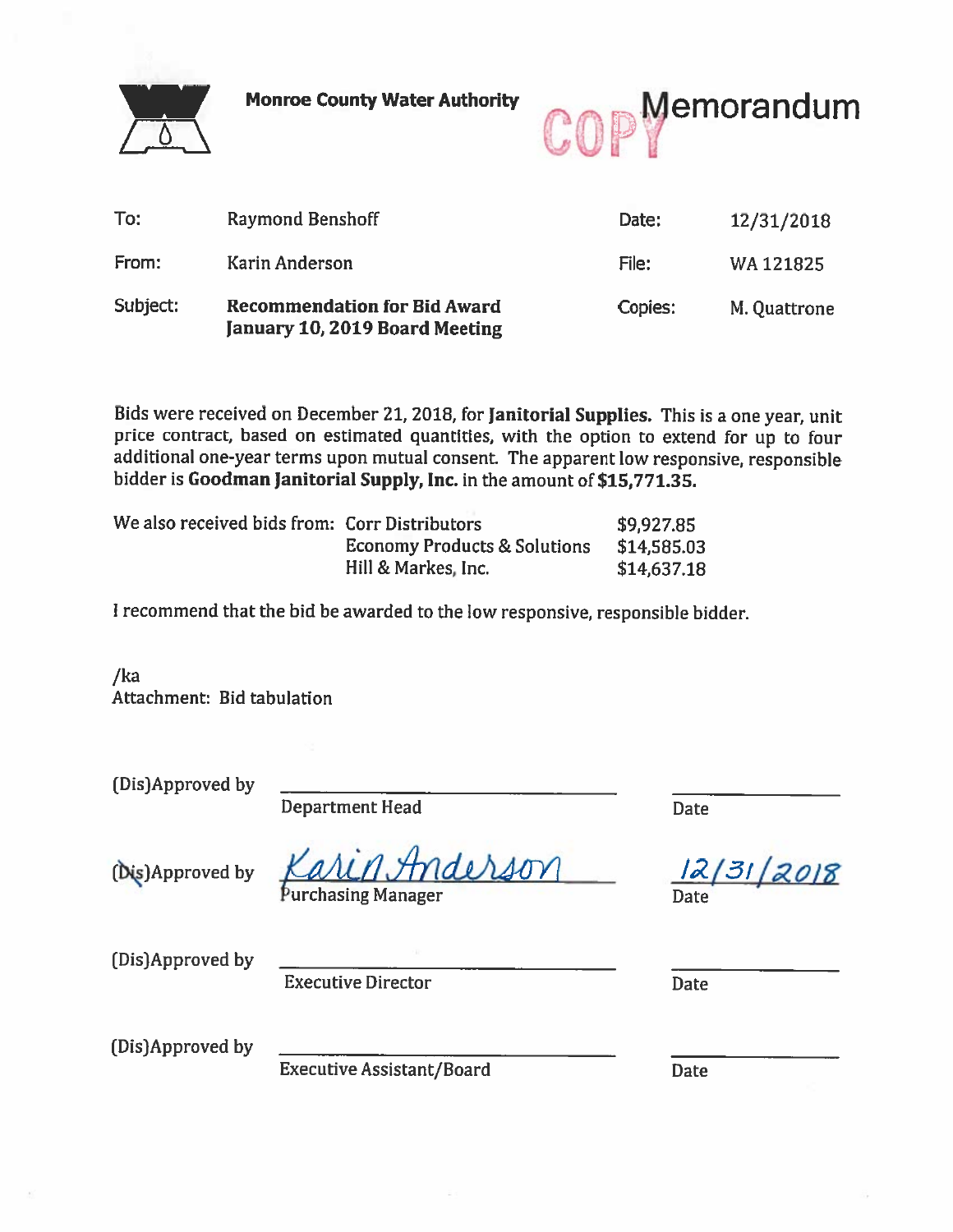**Monroe County Water Authority**

COPY

# Memorandum

| | | | |
|---|---|---|---|
| To: | Raymond Benshoff | Date: | 12/31/2018 |
| From: | Karin Anderson | File: | WA 121825 |
| Subject: | **Recommendation for Bid Award January 10, 2019 Board Meeting** | Copies: | M. Quattrone |

Bids were received on December 21, 2018, for **Janitorial Supplies.** This is a one year, unit price contract, based on estimated quantities, with the option to extend for up to four additional one-year terms upon mutual consent. The apparent low responsive, responsible bidder is **Goodman Janitorial Supply, Inc.** in the amount of **$15,771.35.**

| We also received bids from: | | |
|---|---|---|
| | Corr Distributors | $9,927.85 |
| | Economy Products & Solutions | $14,585.03 |
| | Hill & Markes, Inc. | $14,637.18 |

I recommend that the bid be awarded to the low responsive, responsible bidder.

/ka
Attachment: Bid tabulation

| | | |
|---|---|---|
| (Dis)Approved by | ____________________ Department Head | ________ Date |
| ~~(Dis)~~Approved by | *Karin Anderson* Purchasing Manager | *12/31/2018* Date |
| (Dis)Approved by | ____________________ Executive Director | ________ Date |
| (Dis)Approved by | ____________________ Executive Assistant/Board | ________ Date |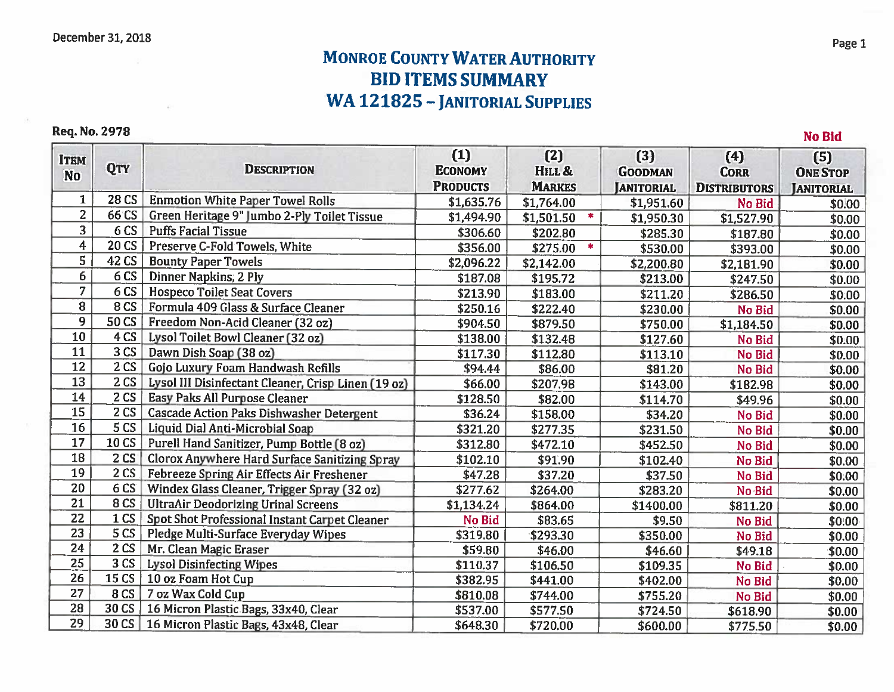December 31, 2018

# Monroe County Water Authority
## Bid Items Summary
## WA 121825 – Janitorial Supplies

**Req. No. 2978**

| Item No | Qty | Description | (1) Economy Products | (2) Hill & Markes | (3) Goodman Janitorial | (4) Corr Distributors | (5) One Stop Janitorial (No Bid) |
|---|---|---|---|---|---|---|---|
| 1 | 28 CS | Enmotion White Paper Towel Rolls | $1,635.76 | $1,764.00 | $1,951.60 | No Bid | $0.00 |
| 2 | 66 CS | Green Heritage 9" Jumbo 2-Ply Toilet Tissue | $1,494.90 | $1,501.50 * | $1,950.30 | $1,527.90 | $0.00 |
| 3 | 6 CS | Puffs Facial Tissue | $306.60 | $202.80 | $285.30 | $187.80 | $0.00 |
| 4 | 20 CS | Preserve C-Fold Towels, White | $356.00 | $275.00 * | $530.00 | $393.00 | $0.00 |
| 5 | 42 CS | Bounty Paper Towels | $2,096.22 | $2,142.00 | $2,200.80 | $2,181.90 | $0.00 |
| 6 | 6 CS | Dinner Napkins, 2 Ply | $187.08 | $195.72 | $213.00 | $247.50 | $0.00 |
| 7 | 6 CS | Hospeco Toilet Seat Covers | $213.90 | $183.00 | $211.20 | $286.50 | $0.00 |
| 8 | 8 CS | Formula 409 Glass & Surface Cleaner | $250.16 | $222.40 | $230.00 | No Bid | $0.00 |
| 9 | 50 CS | Freedom Non-Acid Cleaner (32 oz) | $904.50 | $879.50 | $750.00 | $1,184.50 | $0.00 |
| 10 | 4 CS | Lysol Toilet Bowl Cleaner (32 oz) | $138.00 | $132.48 | $127.60 | No Bid | $0.00 |
| 11 | 3 CS | Dawn Dish Soap (38 oz) | $117.30 | $112.80 | $113.10 | No Bid | $0.00 |
| 12 | 2 CS | Gojo Luxury Foam Handwash Refills | $94.44 | $86.00 | $81.20 | No Bid | $0.00 |
| 13 | 2 CS | Lysol III Disinfectant Cleaner, Crisp Linen (19 oz) | $66.00 | $207.98 | $143.00 | $182.98 | $0.00 |
| 14 | 2 CS | Easy Paks All Purpose Cleaner | $128.50 | $82.00 | $114.70 | $49.96 | $0.00 |
| 15 | 2 CS | Cascade Action Paks Dishwasher Detergent | $36.24 | $158.00 | $34.20 | No Bid | $0.00 |
| 16 | 5 CS | Liquid Dial Anti-Microbial Soap | $321.20 | $277.35 | $231.50 | No Bid | $0.00 |
| 17 | 10 CS | Purell Hand Sanitizer, Pump Bottle (8 oz) | $312.80 | $472.10 | $452.50 | No Bid | $0.00 |
| 18 | 2 CS | Clorox Anywhere Hard Surface Sanitizing Spray | $102.10 | $91.90 | $102.40 | No Bid | $0.00 |
| 19 | 2 CS | Febreeze Spring Air Effects Air Freshener | $47.28 | $37.20 | $37.50 | No Bid | $0.00 |
| 20 | 6 CS | Windex Glass Cleaner, Trigger Spray (32 oz) | $277.62 | $264.00 | $283.20 | No Bid | $0.00 |
| 21 | 8 CS | UltraAir Deodorizing Urinal Screens | $1,134.24 | $864.00 | $1400.00 | $811.20 | $0.00 |
| 22 | 1 CS | Spot Shot Professional Instant Carpet Cleaner | No Bid | $83.65 | $9.50 | No Bid | $0.00 |
| 23 | 5 CS | Pledge Multi-Surface Everyday Wipes | $319.80 | $293.30 | $350.00 | No Bid | $0.00 |
| 24 | 2 CS | Mr. Clean Magic Eraser | $59.80 | $46.00 | $46.60 | $49.18 | $0.00 |
| 25 | 3 CS | Lysol Disinfecting Wipes | $110.37 | $106.50 | $109.35 | No Bid | $0.00 |
| 26 | 15 CS | 10 oz Foam Hot Cup | $382.95 | $441.00 | $402.00 | No Bid | $0.00 |
| 27 | 8 CS | 7 oz Wax Cold Cup | $810.08 | $744.00 | $755.20 | No Bid | $0.00 |
| 28 | 30 CS | 16 Micron Plastic Bags, 33x40, Clear | $537.00 | $577.50 | $724.50 | $618.90 | $0.00 |
| 29 | 30 CS | 16 Micron Plastic Bags, 43x48, Clear | $648.30 | $720.00 | $600.00 | $775.50 | $0.00 |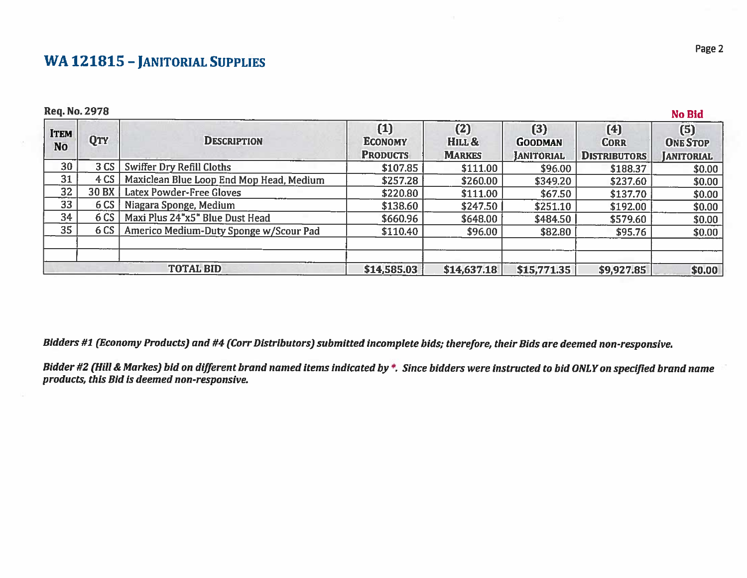## WA 121815 – Janitorial Supplies

**Req. No. 2978**

| Item No | Qty | Description | (1) Economy Products | (2) Hill & Markes | (3) Goodman Janitorial | (4) Corr Distributors | (5) One Stop Janitorial (No Bid) |
|---|---|---|---|---|---|---|---|
| 30 | 3 CS | Swiffer Dry Refill Cloths | $107.85 | $111.00 | $96.00 | $188.37 | $0.00 |
| 31 | 4 CS | Maxiclean Blue Loop End Mop Head, Medium | $257.28 | $260.00 | $349.20 | $237.60 | $0.00 |
| 32 | 30 BX | Latex Powder-Free Gloves | $220.80 | $111.00 | $67.50 | $137.70 | $0.00 |
| 33 | 6 CS | Niagara Sponge, Medium | $138.60 | $247.50 | $251.10 | $192.00 | $0.00 |
| 34 | 6 CS | Maxi Plus 24"x5" Blue Dust Head | $660.96 | $648.00 | $484.50 | $579.60 | $0.00 |
| 35 | 6 CS | Americo Medium-Duty Sponge w/Scour Pad | $110.40 | $96.00 | $82.80 | $95.76 | $0.00 |
| | | | | | | | |
| | | | | | | | |
| **TOTAL BID** | | | **$14,585.03** | **$14,637.18** | **$15,771.35** | **$9,927.85** | **$0.00** |

***Bidders #1 (Economy Products) and #4 (Corr Distributors) submitted incomplete bids; therefore, their Bids are deemed non-responsive.***

***Bidder #2 (Hill & Markes) bid on different brand named items indicated by *. Since bidders were instructed to bid ONLY on specified brand name products, this Bid is deemed non-responsive.***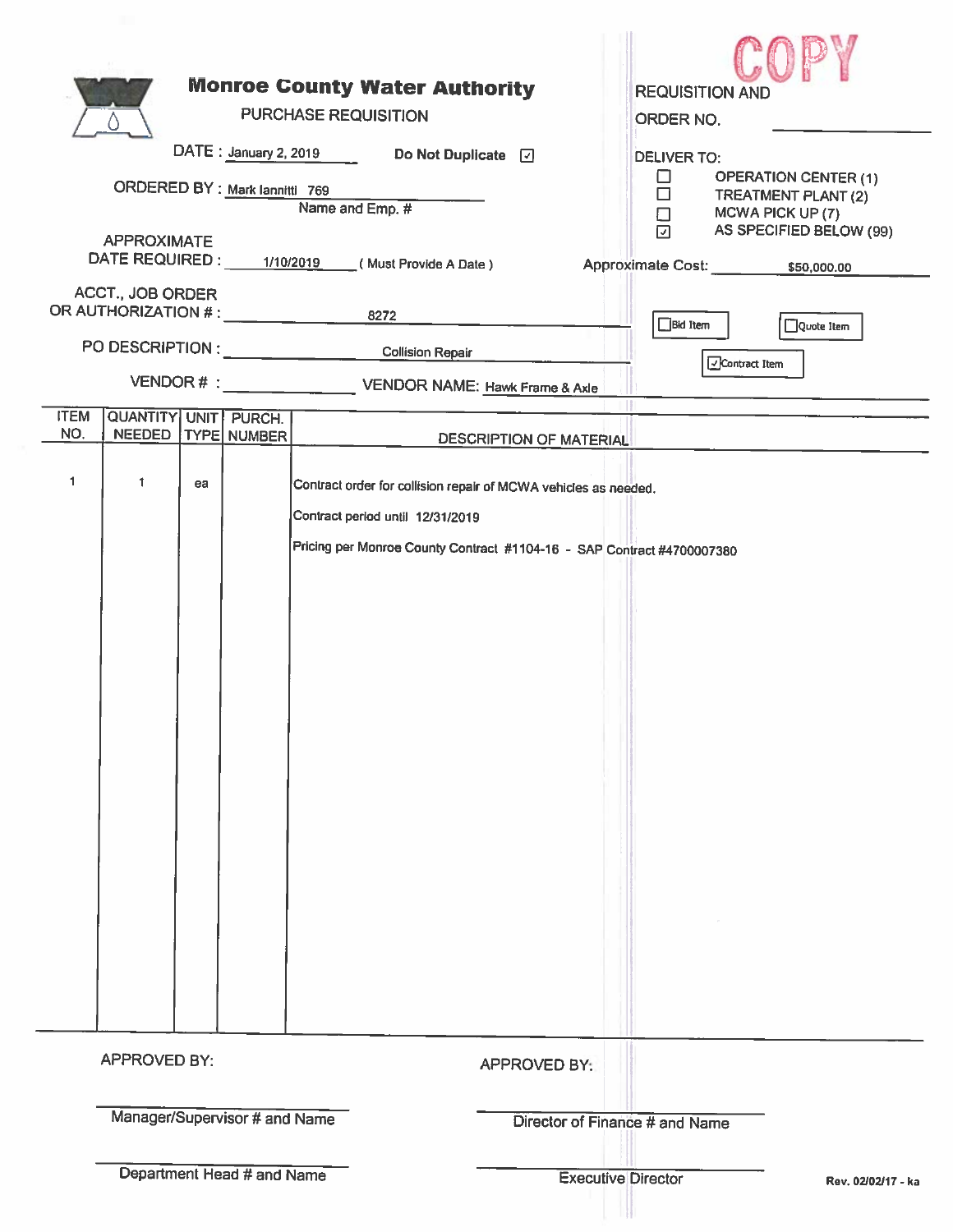COPY

# Monroe County Water Authority

PURCHASE REQUISITION

REQUISITION AND ORDER NO. \_\_\_\_\_\_\_\_\_\_

DATE : January 2, 2019

Do Not Duplicate ☑

ORDERED BY : Mark Iannitti 769
Name and Emp. #

DELIVER TO:

- ☐ OPERATION CENTER (1)
- ☐ TREATMENT PLANT (2)
- ☐ MCWA PICK UP (7)
- ☑ AS SPECIFIED BELOW (99)

APPROXIMATE DATE REQUIRED : 1/10/2019 ( Must Provide A Date )

Approximate Cost: $50,000.00

ACCT., JOB ORDER OR AUTHORIZATION # : 8272

☐ Bid Item ☐ Quote Item ☑ Contract Item

PO DESCRIPTION : Collision Repair

VENDOR # : \_\_\_\_\_\_\_\_\_\_ VENDOR NAME: Hawk Frame & Axle

| ITEM NO. | QUANTITY NEEDED | UNIT TYPE | PURCH. NUMBER | DESCRIPTION OF MATERIAL |
|---|---|---|---|---|
| 1 | 1 | ea | | Contract order for collision repair of MCWA vehicles as needed. |
| | | | | Contract period until 12/31/2019 |
| | | | | Pricing per Monroe County Contract #1104-16 - SAP Contract #4700007380 |

APPROVED BY:

\_\_\_\_\_\_\_\_\_\_\_\_\_\_\_\_\_\_\_\_
Manager/Supervisor # and Name

\_\_\_\_\_\_\_\_\_\_\_\_\_\_\_\_\_\_\_\_
Department Head # and Name

APPROVED BY:

\_\_\_\_\_\_\_\_\_\_\_\_\_\_\_\_\_\_\_\_
Director of Finance # and Name

\_\_\_\_\_\_\_\_\_\_\_\_\_\_\_\_\_\_\_\_
Executive Director

Rev. 02/02/17 - ka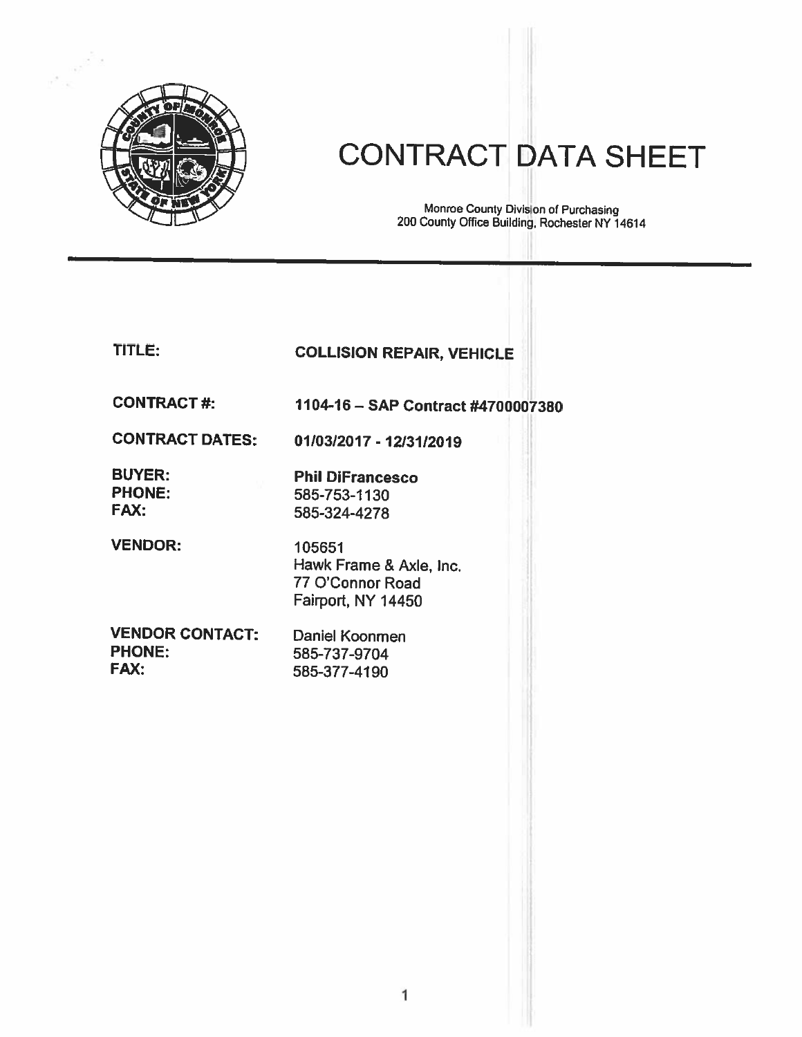# CONTRACT DATA SHEET

Monroe County Division of Purchasing
200 County Office Building, Rochester NY 14614

---

| | |
|---|---|
| **TITLE:** | **COLLISION REPAIR, VEHICLE** |
| **CONTRACT #:** | **1104-16 – SAP Contract #4700007380** |
| **CONTRACT DATES:** | **01/03/2017 - 12/31/2019** |
| **BUYER:** | **Phil DiFrancesco** |
| **PHONE:** | 585-753-1130 |
| **FAX:** | 585-324-4278 |
| **VENDOR:** | 105651<br>Hawk Frame & Axle, Inc.<br>77 O'Connor Road<br>Fairport, NY 14450 |
| **VENDOR CONTACT:** | Daniel Koonmen |
| **PHONE:** | 585-737-9704 |
| **FAX:** | 585-377-4190 |